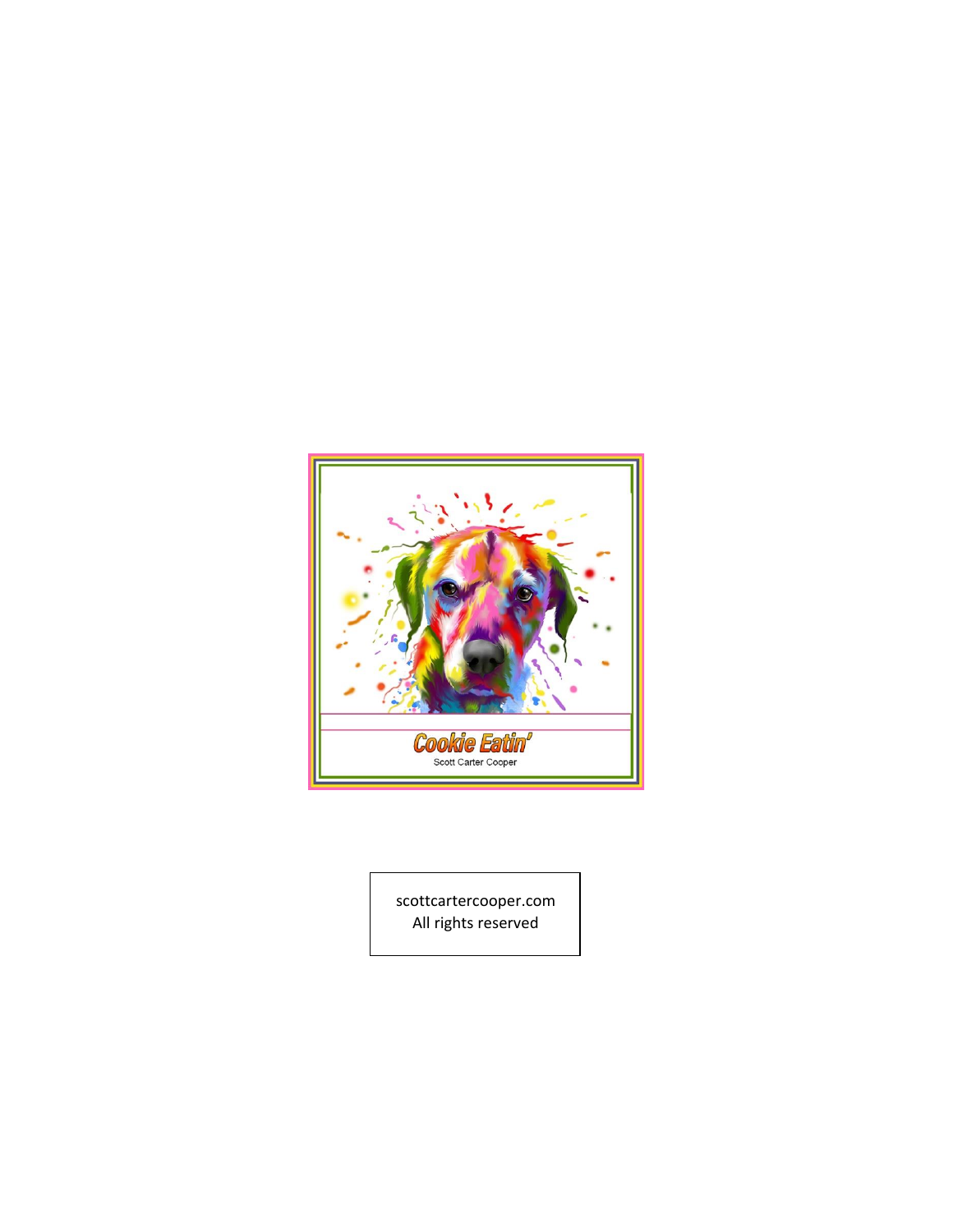# Cookie Eatin'

Scott Carter Cooper

scottcartercooper.com
All rights reserved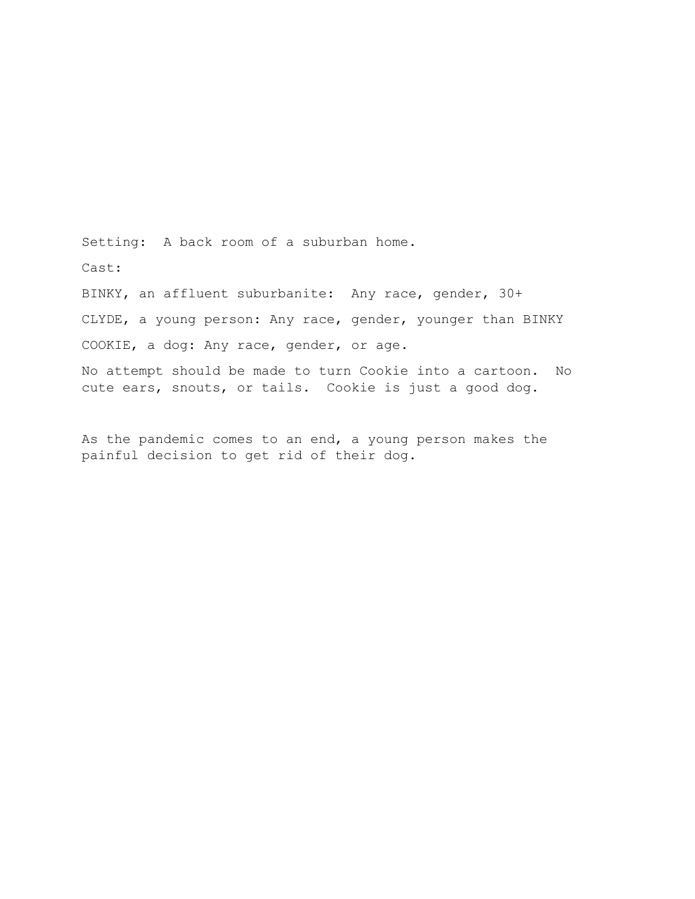Setting: A back room of a suburban home.

Cast:

BINKY, an affluent suburbanite: Any race, gender, 30+

CLYDE, a young person: Any race, gender, younger than BINKY

COOKIE, a dog: Any race, gender, or age.

No attempt should be made to turn Cookie into a cartoon. No cute ears, snouts, or tails. Cookie is just a good dog.

As the pandemic comes to an end, a young person makes the painful decision to get rid of their dog.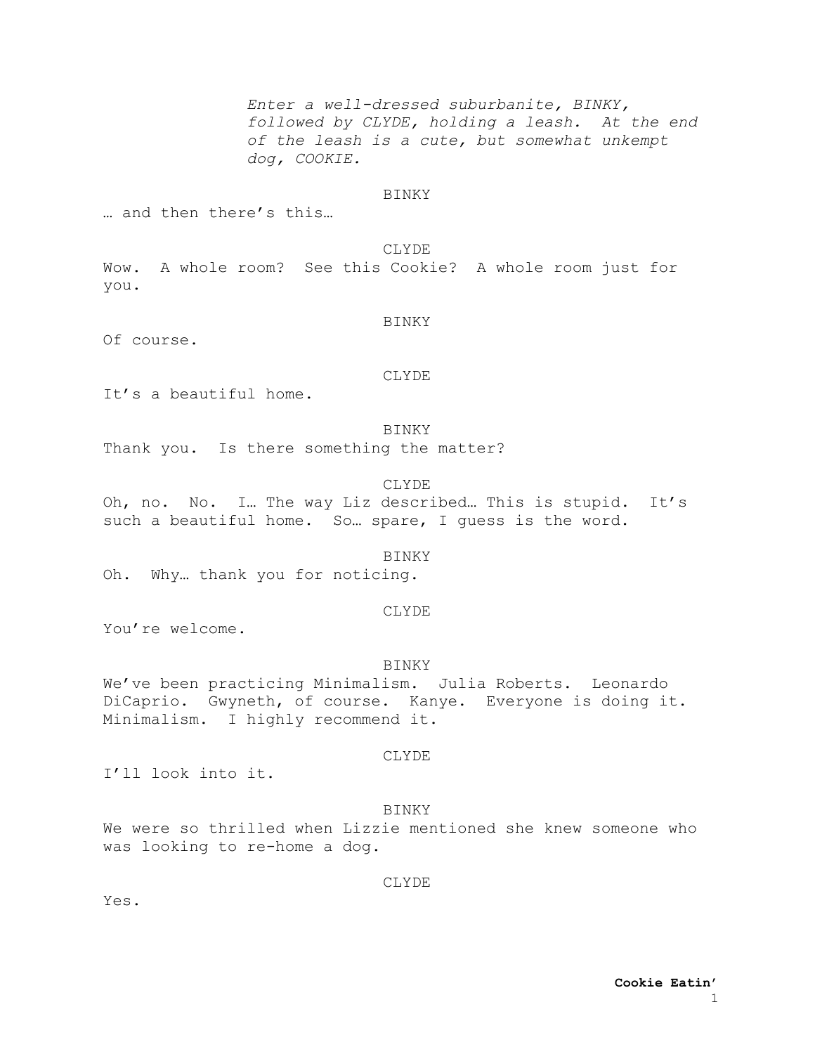*Enter a well-dressed suburbanite, BINKY, followed by CLYDE, holding a leash. At the end of the leash is a cute, but somewhat unkempt dog, COOKIE.*

BINKY

… and then there's this…

CLYDE

Wow. A whole room? See this Cookie? A whole room just for you.

BINKY

Of course.

CLYDE

It's a beautiful home.

BINKY

Thank you. Is there something the matter?

CLYDE

Oh, no. No. I… The way Liz described… This is stupid. It's such a beautiful home. So… spare, I guess is the word.

BINKY

Oh. Why… thank you for noticing.

CLYDE

You're welcome.

BINKY

We've been practicing Minimalism. Julia Roberts. Leonardo DiCaprio. Gwyneth, of course. Kanye. Everyone is doing it. Minimalism. I highly recommend it.

CLYDE

I'll look into it.

BINKY

We were so thrilled when Lizzie mentioned she knew someone who was looking to re-home a dog.

CLYDE

Yes.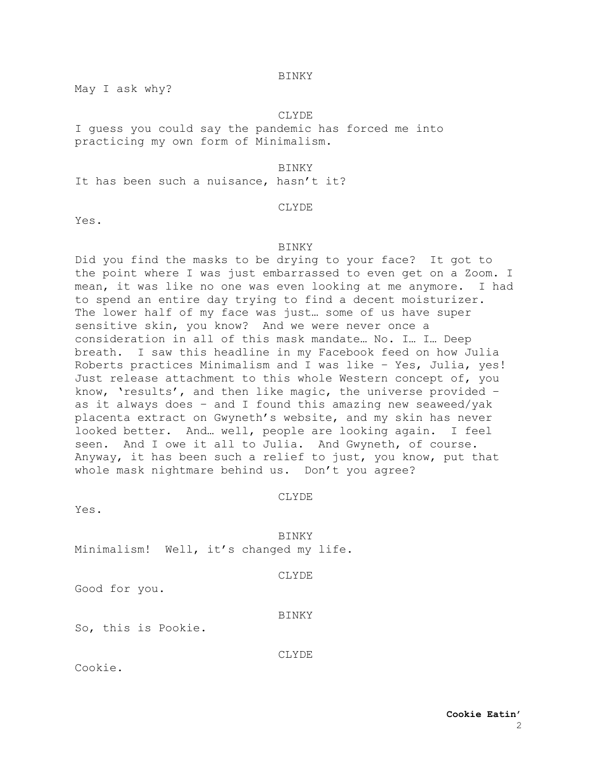BINKY

May I ask why?

CLYDE

I guess you could say the pandemic has forced me into practicing my own form of Minimalism.

BINKY

It has been such a nuisance, hasn't it?

CLYDE

Yes.

BINKY

Did you find the masks to be drying to your face? It got to the point where I was just embarrassed to even get on a Zoom. I mean, it was like no one was even looking at me anymore. I had to spend an entire day trying to find a decent moisturizer. The lower half of my face was just… some of us have super sensitive skin, you know? And we were never once a consideration in all of this mask mandate… No. I… I… Deep breath. I saw this headline in my Facebook feed on how Julia Roberts practices Minimalism and I was like – Yes, Julia, yes! Just release attachment to this whole Western concept of, you know, 'results', and then like magic, the universe provided – as it always does – and I found this amazing new seaweed/yak placenta extract on Gwyneth's website, and my skin has never looked better. And… well, people are looking again. I feel seen. And I owe it all to Julia. And Gwyneth, of course. Anyway, it has been such a relief to just, you know, put that whole mask nightmare behind us. Don't you agree?

CLYDE

Yes.

BINKY

Minimalism! Well, it's changed my life.

CLYDE

Good for you.

BINKY

So, this is Pookie.

CLYDE

Cookie.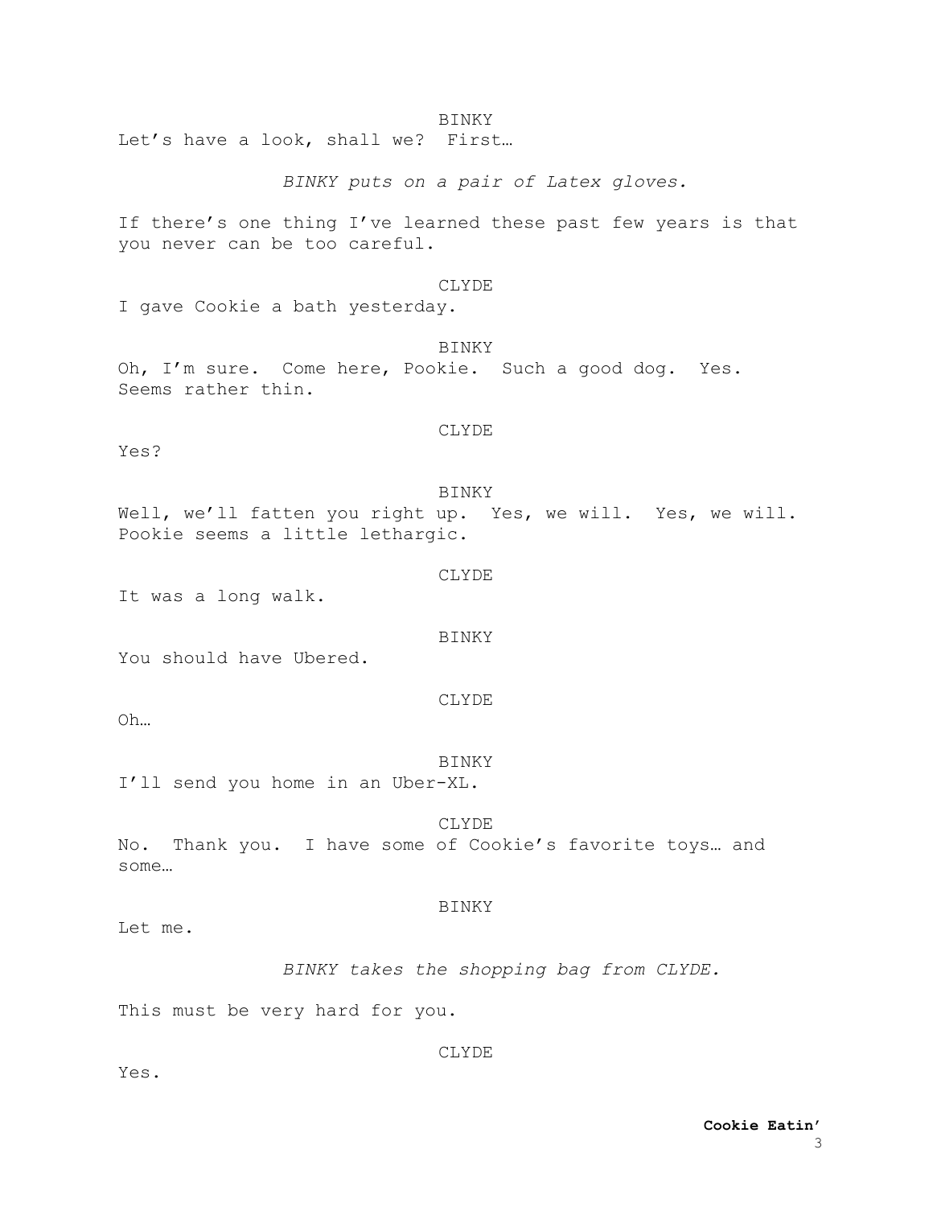BINKY

Let's have a look, shall we? First…

*BINKY puts on a pair of Latex gloves.*

If there's one thing I've learned these past few years is that you never can be too careful.

CLYDE

I gave Cookie a bath yesterday.

BINKY

Oh, I'm sure. Come here, Pookie. Such a good dog. Yes. Seems rather thin.

CLYDE

Yes?

BINKY

Well, we'll fatten you right up. Yes, we will. Yes, we will. Pookie seems a little lethargic.

CLYDE

It was a long walk.

BINKY

You should have Ubered.

CLYDE

Oh…

BINKY

I'll send you home in an Uber-XL.

CLYDE

No. Thank you. I have some of Cookie's favorite toys… and some…

BINKY

Let me.

*BINKY takes the shopping bag from CLYDE.*

This must be very hard for you.

CLYDE

Yes.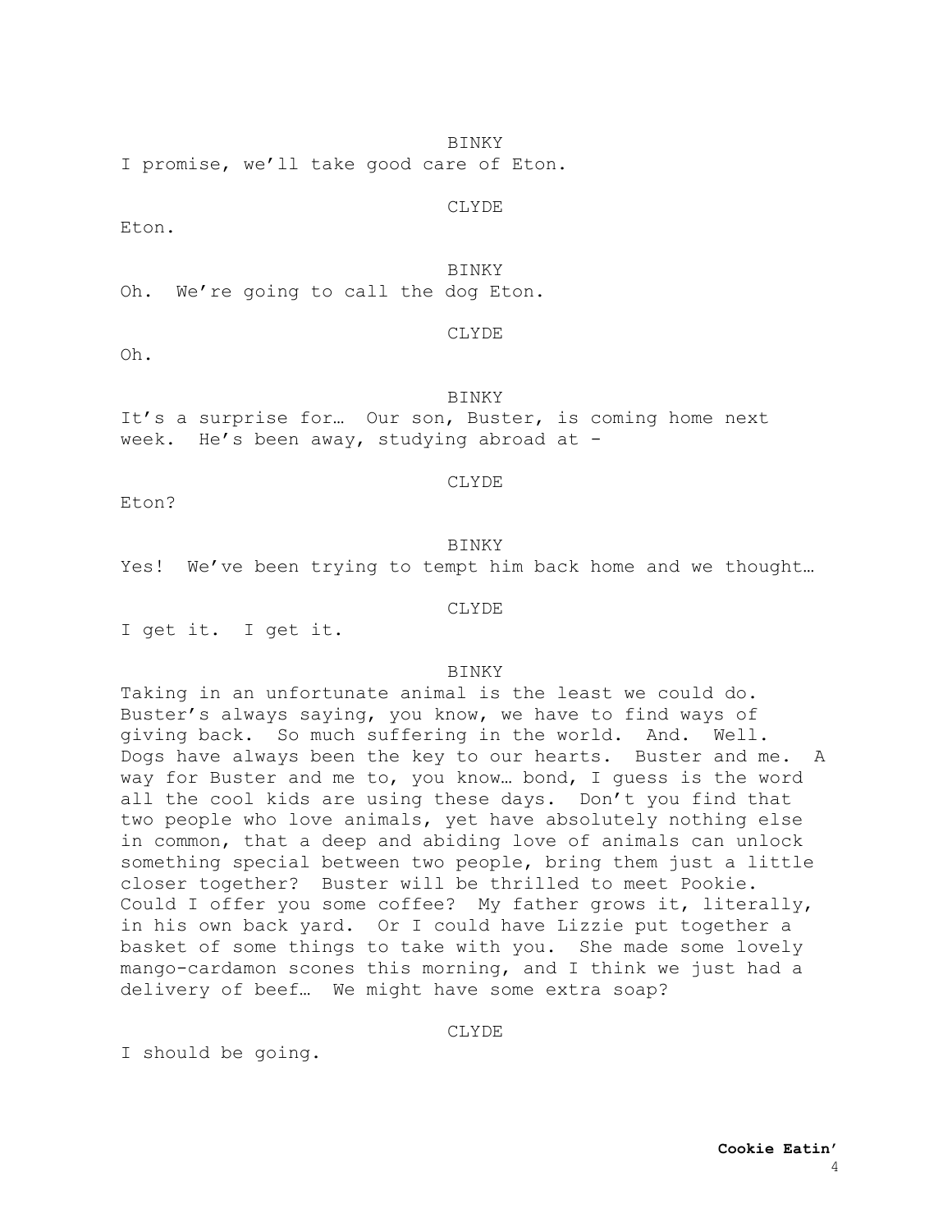BINKY

I promise, we'll take good care of Eton.

CLYDE

Eton.

BINKY

Oh. We're going to call the dog Eton.

CLYDE

Oh.

BINKY

It's a surprise for… Our son, Buster, is coming home next week. He's been away, studying abroad at -

CLYDE

Eton?

BINKY

Yes! We've been trying to tempt him back home and we thought…

CLYDE

I get it. I get it.

BINKY

Taking in an unfortunate animal is the least we could do. Buster's always saying, you know, we have to find ways of giving back. So much suffering in the world. And. Well. Dogs have always been the key to our hearts. Buster and me. A way for Buster and me to, you know… bond, I guess is the word all the cool kids are using these days. Don't you find that two people who love animals, yet have absolutely nothing else in common, that a deep and abiding love of animals can unlock something special between two people, bring them just a little closer together? Buster will be thrilled to meet Pookie. Could I offer you some coffee? My father grows it, literally, in his own back yard. Or I could have Lizzie put together a basket of some things to take with you. She made some lovely mango-cardamon scones this morning, and I think we just had a delivery of beef… We might have some extra soap?

CLYDE

I should be going.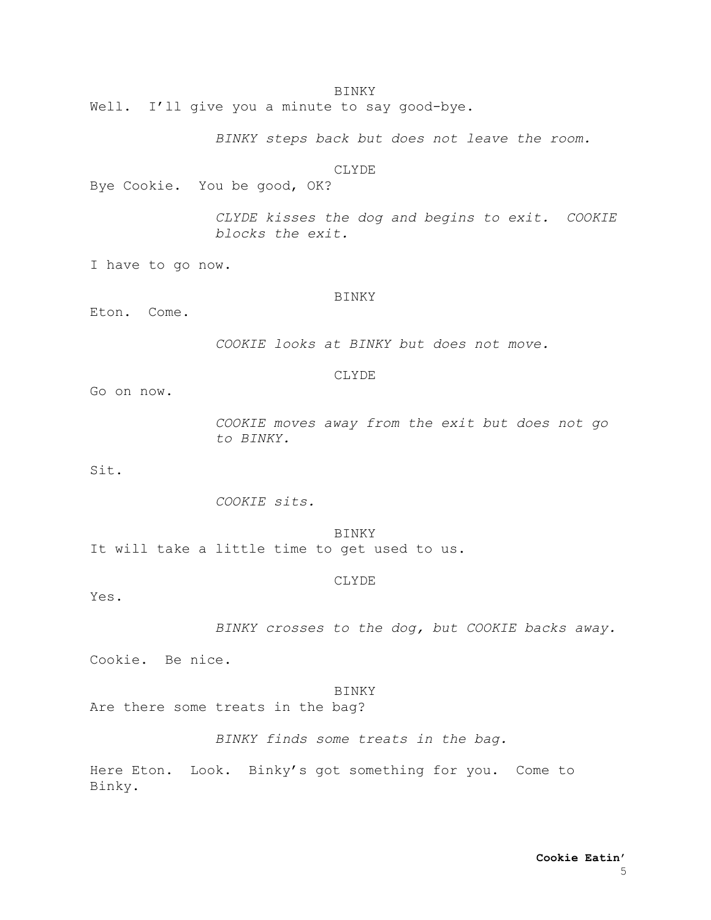BINKY

Well. I'll give you a minute to say good-bye.

*BINKY steps back but does not leave the room.*

CLYDE

Bye Cookie. You be good, OK?

*CLYDE kisses the dog and begins to exit. COOKIE blocks the exit.*

I have to go now.

BINKY

Eton. Come.

*COOKIE looks at BINKY but does not move.*

CLYDE

Go on now.

*COOKIE moves away from the exit but does not go to BINKY.*

Sit.

*COOKIE sits.*

BINKY

It will take a little time to get used to us.

CLYDE

Yes.

*BINKY crosses to the dog, but COOKIE backs away.*

Cookie. Be nice.

BINKY

Are there some treats in the bag?

*BINKY finds some treats in the bag.*

Here Eton. Look. Binky's got something for you. Come to Binky.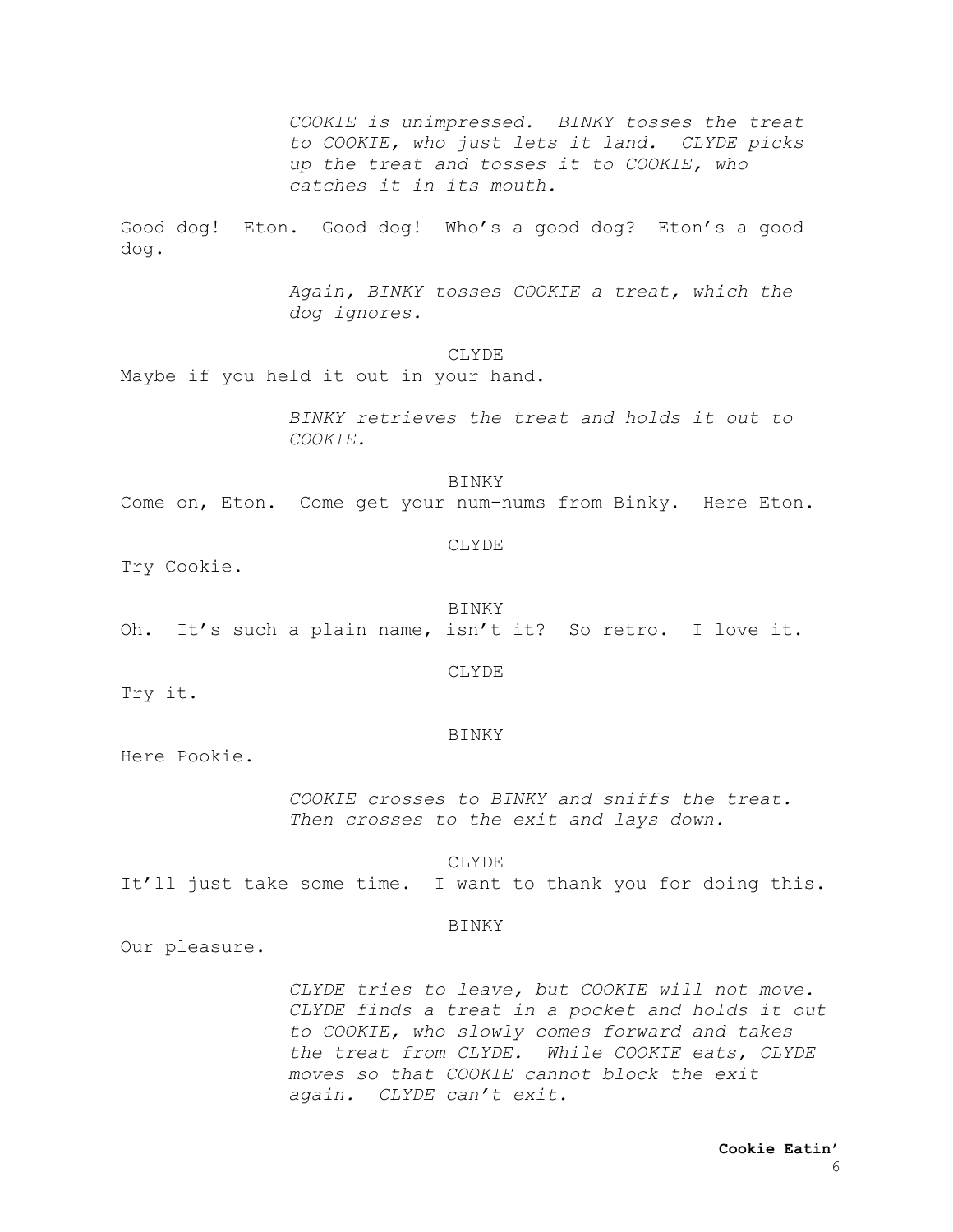*COOKIE is unimpressed. BINKY tosses the treat to COOKIE, who just lets it land. CLYDE picks up the treat and tosses it to COOKIE, who catches it in its mouth.*

Good dog! Eton. Good dog! Who's a good dog? Eton's a good dog.

*Again, BINKY tosses COOKIE a treat, which the dog ignores.*

CLYDE

Maybe if you held it out in your hand.

*BINKY retrieves the treat and holds it out to COOKIE.*

BINKY

Come on, Eton. Come get your num-nums from Binky. Here Eton.

CLYDE

Try Cookie.

BINKY

Oh. It's such a plain name, isn't it? So retro. I love it.

CLYDE

Try it.

BINKY

Here Pookie.

*COOKIE crosses to BINKY and sniffs the treat. Then crosses to the exit and lays down.*

CLYDE

It'll just take some time. I want to thank you for doing this.

BINKY

Our pleasure.

*CLYDE tries to leave, but COOKIE will not move. CLYDE finds a treat in a pocket and holds it out to COOKIE, who slowly comes forward and takes the treat from CLYDE. While COOKIE eats, CLYDE moves so that COOKIE cannot block the exit again. CLYDE can't exit.*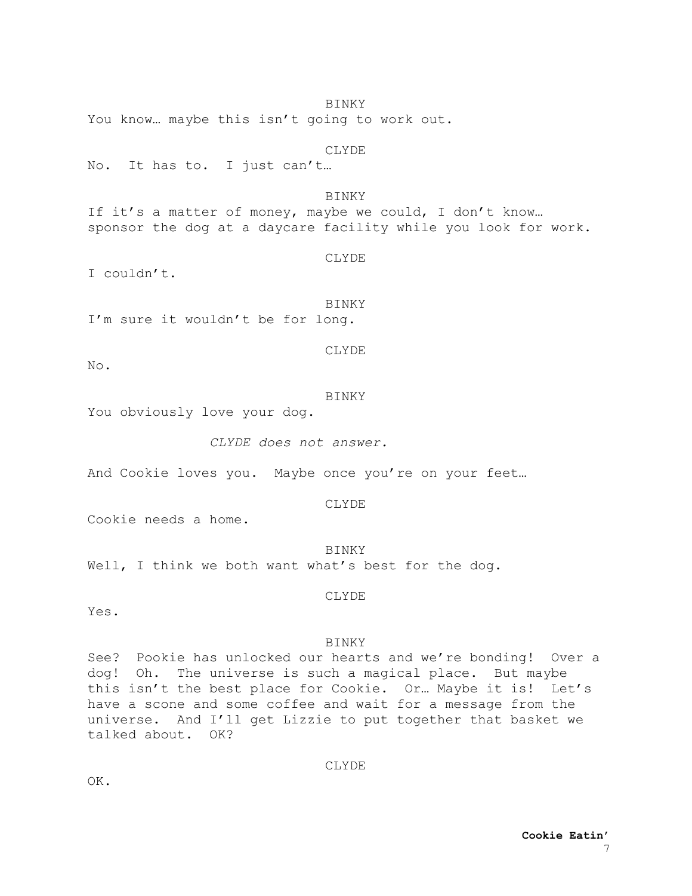BINKY

You know… maybe this isn't going to work out.

CLYDE

No. It has to. I just can't…

BINKY

If it's a matter of money, maybe we could, I don't know… sponsor the dog at a daycare facility while you look for work.

CLYDE

I couldn't.

BINKY

I'm sure it wouldn't be for long.

CLYDE

No.

BINKY

You obviously love your dog.

*CLYDE does not answer.*

And Cookie loves you. Maybe once you're on your feet…

CLYDE

Cookie needs a home.

BINKY

Well, I think we both want what's best for the dog.

CLYDE

Yes.

BINKY

See? Pookie has unlocked our hearts and we're bonding! Over a dog! Oh. The universe is such a magical place. But maybe this isn't the best place for Cookie. Or… Maybe it is! Let's have a scone and some coffee and wait for a message from the universe. And I'll get Lizzie to put together that basket we talked about. OK?

CLYDE

OK.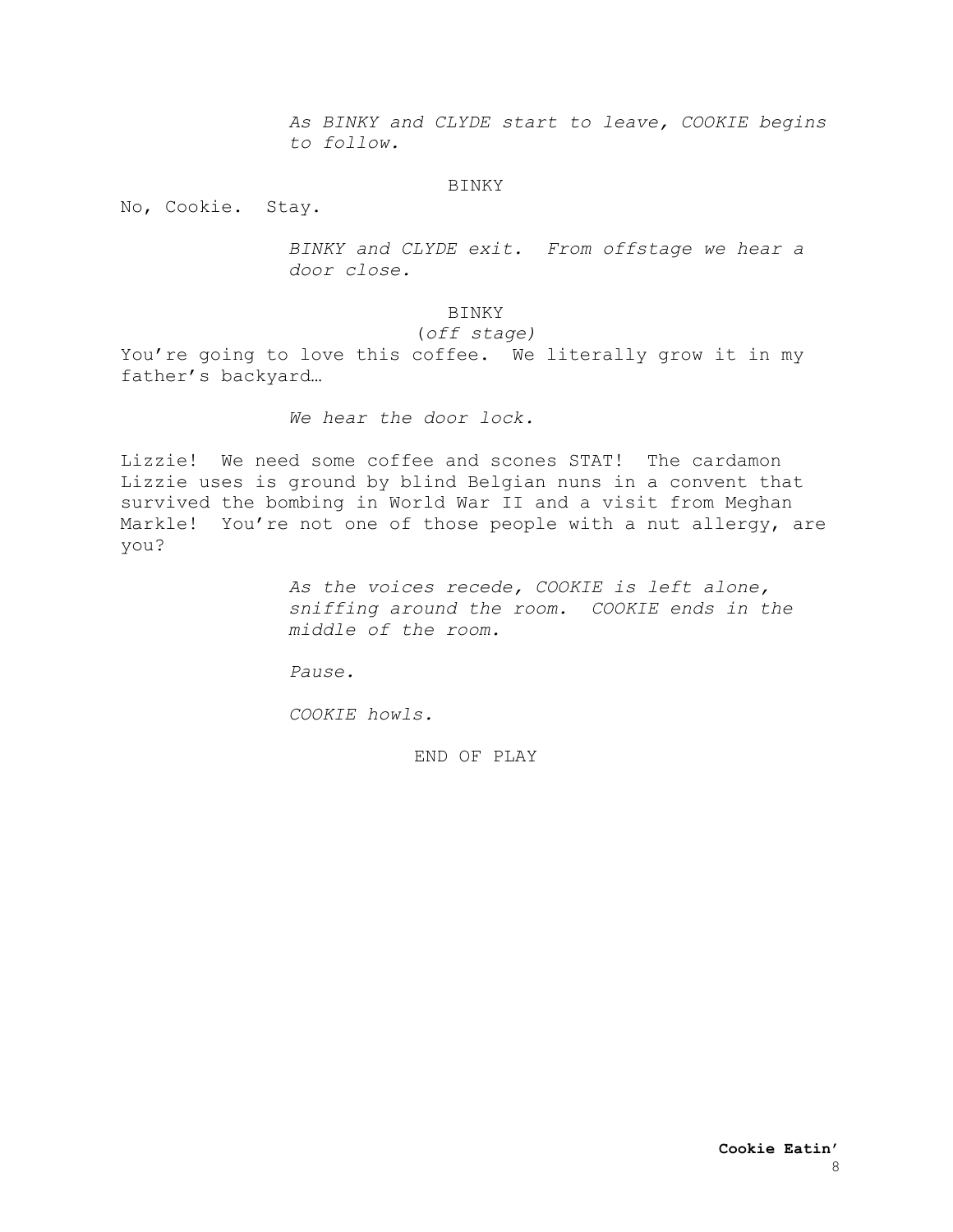*As BINKY and CLYDE start to leave, COOKIE begins to follow.*

BINKY

No, Cookie. Stay.

*BINKY and CLYDE exit. From offstage we hear a door close.*

BINKY

(*off stage*)

You're going to love this coffee. We literally grow it in my father's backyard…

*We hear the door lock.*

Lizzie! We need some coffee and scones STAT! The cardamon Lizzie uses is ground by blind Belgian nuns in a convent that survived the bombing in World War II and a visit from Meghan Markle! You're not one of those people with a nut allergy, are you?

*As the voices recede, COOKIE is left alone, sniffing around the room. COOKIE ends in the middle of the room.*

*Pause.*

*COOKIE howls.*

END OF PLAY